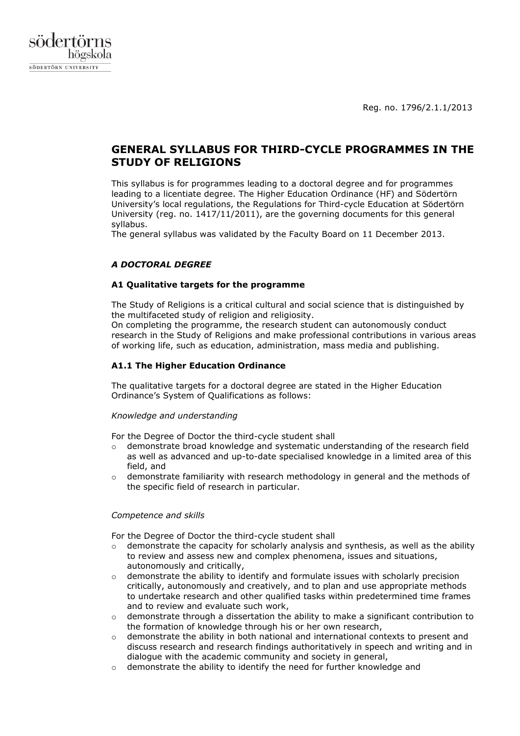Reg. no. 1796/2.1.1/2013

# GENERAL SYLLABUS FOR THIRD-CYCLE PROGRAMMES IN THE STUDY OF RELIGIONS

This syllabus is for programmes leading to a doctoral degree and for programmes leading to a licentiate degree. The Higher Education Ordinance (HF) and Södertörn University's local regulations, the Regulations for Third-cycle Education at Södertörn University (reg. no. 1417/11/2011), are the governing documents for this general syllabus.
The general syllabus was validated by the Faculty Board on 11 December 2013.

## *A DOCTORAL DEGREE*

### A1 Qualitative targets for the programme

The Study of Religions is a critical cultural and social science that is distinguished by the multifaceted study of religion and religiosity.
On completing the programme, the research student can autonomously conduct research in the Study of Religions and make professional contributions in various areas of working life, such as education, administration, mass media and publishing.

### A1.1 The Higher Education Ordinance

The qualitative targets for a doctoral degree are stated in the Higher Education Ordinance's System of Qualifications as follows:

*Knowledge and understanding*

For the Degree of Doctor the third-cycle student shall

- demonstrate broad knowledge and systematic understanding of the research field as well as advanced and up-to-date specialised knowledge in a limited area of this field, and
- demonstrate familiarity with research methodology in general and the methods of the specific field of research in particular.

*Competence and skills*

For the Degree of Doctor the third-cycle student shall

- demonstrate the capacity for scholarly analysis and synthesis, as well as the ability to review and assess new and complex phenomena, issues and situations, autonomously and critically,
- demonstrate the ability to identify and formulate issues with scholarly precision critically, autonomously and creatively, and to plan and use appropriate methods to undertake research and other qualified tasks within predetermined time frames and to review and evaluate such work,
- demonstrate through a dissertation the ability to make a significant contribution to the formation of knowledge through his or her own research,
- demonstrate the ability in both national and international contexts to present and discuss research and research findings authoritatively in speech and writing and in dialogue with the academic community and society in general,
- demonstrate the ability to identify the need for further knowledge and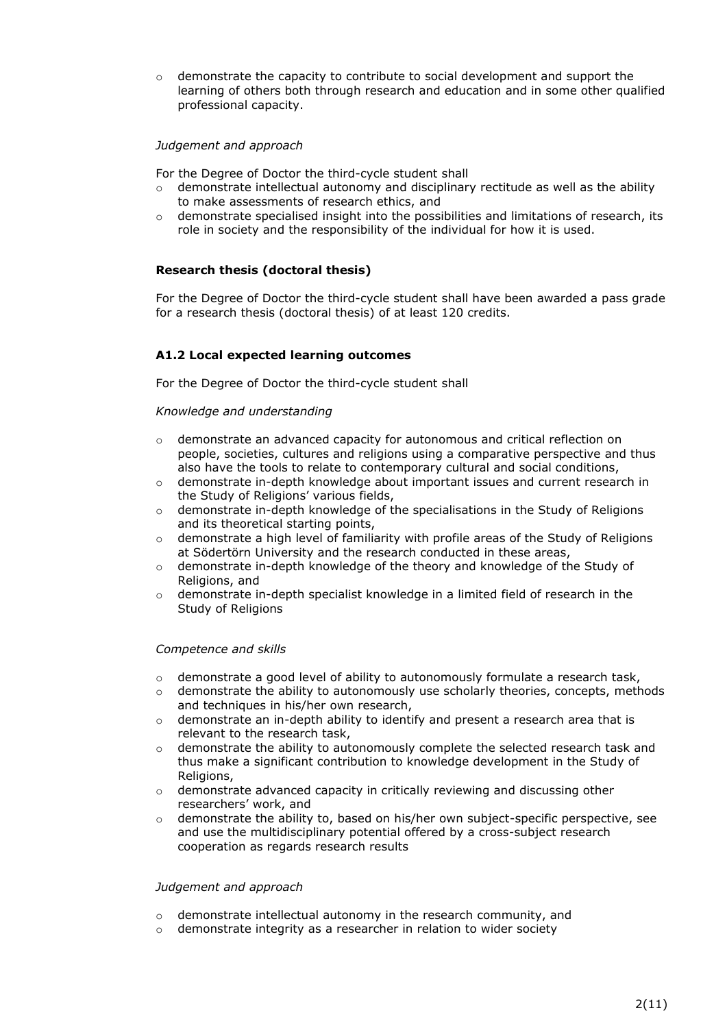- demonstrate the capacity to contribute to social development and support the learning of others both through research and education and in some other qualified professional capacity.

*Judgement and approach*

For the Degree of Doctor the third-cycle student shall

- demonstrate intellectual autonomy and disciplinary rectitude as well as the ability to make assessments of research ethics, and
- demonstrate specialised insight into the possibilities and limitations of research, its role in society and the responsibility of the individual for how it is used.

**Research thesis (doctoral thesis)**

For the Degree of Doctor the third-cycle student shall have been awarded a pass grade for a research thesis (doctoral thesis) of at least 120 credits.

**A1.2 Local expected learning outcomes**

For the Degree of Doctor the third-cycle student shall

*Knowledge and understanding*

- demonstrate an advanced capacity for autonomous and critical reflection on people, societies, cultures and religions using a comparative perspective and thus also have the tools to relate to contemporary cultural and social conditions,
- demonstrate in-depth knowledge about important issues and current research in the Study of Religions' various fields,
- demonstrate in-depth knowledge of the specialisations in the Study of Religions and its theoretical starting points,
- demonstrate a high level of familiarity with profile areas of the Study of Religions at Södertörn University and the research conducted in these areas,
- demonstrate in-depth knowledge of the theory and knowledge of the Study of Religions, and
- demonstrate in-depth specialist knowledge in a limited field of research in the Study of Religions

*Competence and skills*

- demonstrate a good level of ability to autonomously formulate a research task,
- demonstrate the ability to autonomously use scholarly theories, concepts, methods and techniques in his/her own research,
- demonstrate an in-depth ability to identify and present a research area that is relevant to the research task,
- demonstrate the ability to autonomously complete the selected research task and thus make a significant contribution to knowledge development in the Study of Religions,
- demonstrate advanced capacity in critically reviewing and discussing other researchers' work, and
- demonstrate the ability to, based on his/her own subject-specific perspective, see and use the multidisciplinary potential offered by a cross-subject research cooperation as regards research results

*Judgement and approach*

- demonstrate intellectual autonomy in the research community, and
- demonstrate integrity as a researcher in relation to wider society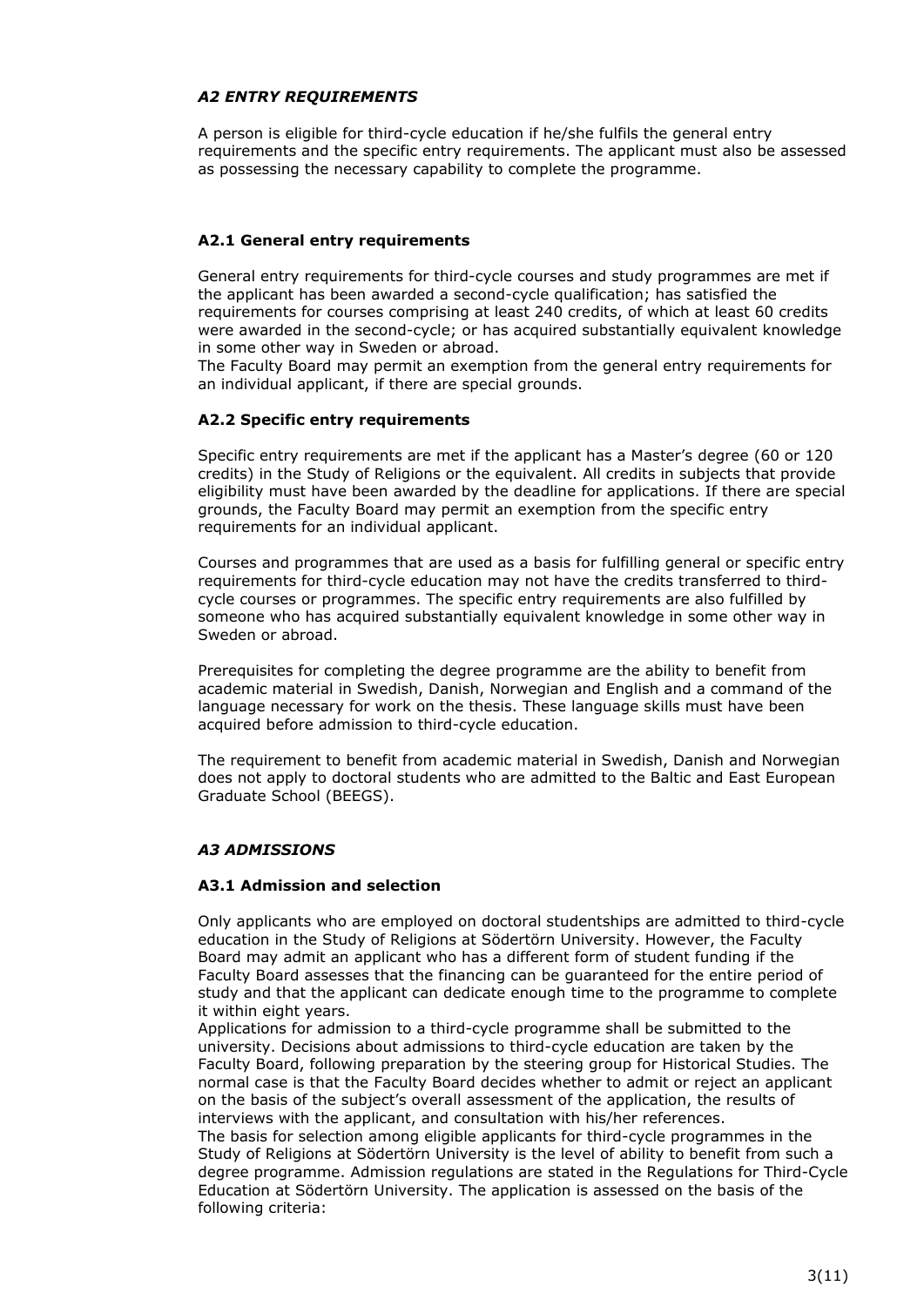### *A2 ENTRY REQUIREMENTS*

A person is eligible for third-cycle education if he/she fulfils the general entry requirements and the specific entry requirements. The applicant must also be assessed as possessing the necessary capability to complete the programme.

#### **A2.1 General entry requirements**

General entry requirements for third-cycle courses and study programmes are met if the applicant has been awarded a second-cycle qualification; has satisfied the requirements for courses comprising at least 240 credits, of which at least 60 credits were awarded in the second-cycle; or has acquired substantially equivalent knowledge in some other way in Sweden or abroad.
The Faculty Board may permit an exemption from the general entry requirements for an individual applicant, if there are special grounds.

#### **A2.2 Specific entry requirements**

Specific entry requirements are met if the applicant has a Master's degree (60 or 120 credits) in the Study of Religions or the equivalent. All credits in subjects that provide eligibility must have been awarded by the deadline for applications. If there are special grounds, the Faculty Board may permit an exemption from the specific entry requirements for an individual applicant.

Courses and programmes that are used as a basis for fulfilling general or specific entry requirements for third-cycle education may not have the credits transferred to third-cycle courses or programmes. The specific entry requirements are also fulfilled by someone who has acquired substantially equivalent knowledge in some other way in Sweden or abroad.

Prerequisites for completing the degree programme are the ability to benefit from academic material in Swedish, Danish, Norwegian and English and a command of the language necessary for work on the thesis. These language skills must have been acquired before admission to third-cycle education.

The requirement to benefit from academic material in Swedish, Danish and Norwegian does not apply to doctoral students who are admitted to the Baltic and East European Graduate School (BEEGS).

### *A3 ADMISSIONS*

#### **A3.1 Admission and selection**

Only applicants who are employed on doctoral studentships are admitted to third-cycle education in the Study of Religions at Södertörn University. However, the Faculty Board may admit an applicant who has a different form of student funding if the Faculty Board assesses that the financing can be guaranteed for the entire period of study and that the applicant can dedicate enough time to the programme to complete it within eight years.
Applications for admission to a third-cycle programme shall be submitted to the university. Decisions about admissions to third-cycle education are taken by the Faculty Board, following preparation by the steering group for Historical Studies. The normal case is that the Faculty Board decides whether to admit or reject an applicant on the basis of the subject's overall assessment of the application, the results of interviews with the applicant, and consultation with his/her references.
The basis for selection among eligible applicants for third-cycle programmes in the Study of Religions at Södertörn University is the level of ability to benefit from such a degree programme. Admission regulations are stated in the Regulations for Third-Cycle Education at Södertörn University. The application is assessed on the basis of the following criteria: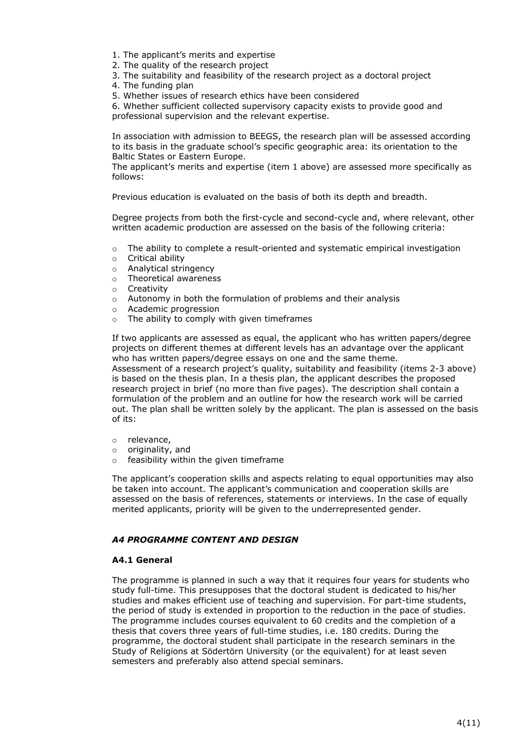1. The applicant's merits and expertise
2. The quality of the research project
3. The suitability and feasibility of the research project as a doctoral project
4. The funding plan
5. Whether issues of research ethics have been considered
6. Whether sufficient collected supervisory capacity exists to provide good and professional supervision and the relevant expertise.

In association with admission to BEEGS, the research plan will be assessed according to its basis in the graduate school's specific geographic area: its orientation to the Baltic States or Eastern Europe.
The applicant's merits and expertise (item 1 above) are assessed more specifically as follows:

Previous education is evaluated on the basis of both its depth and breadth.

Degree projects from both the first-cycle and second-cycle and, where relevant, other written academic production are assessed on the basis of the following criteria:

- The ability to complete a result-oriented and systematic empirical investigation
- Critical ability
- Analytical stringency
- Theoretical awareness
- Creativity
- Autonomy in both the formulation of problems and their analysis
- Academic progression
- The ability to comply with given timeframes

If two applicants are assessed as equal, the applicant who has written papers/degree projects on different themes at different levels has an advantage over the applicant who has written papers/degree essays on one and the same theme.
Assessment of a research project's quality, suitability and feasibility (items 2-3 above) is based on the thesis plan. In a thesis plan, the applicant describes the proposed research project in brief (no more than five pages). The description shall contain a formulation of the problem and an outline for how the research work will be carried out. The plan shall be written solely by the applicant. The plan is assessed on the basis of its:

- relevance,
- originality, and
- feasibility within the given timeframe

The applicant's cooperation skills and aspects relating to equal opportunities may also be taken into account. The applicant's communication and cooperation skills are assessed on the basis of references, statements or interviews. In the case of equally merited applicants, priority will be given to the underrepresented gender.

### *A4 PROGRAMME CONTENT AND DESIGN*

#### A4.1 General

The programme is planned in such a way that it requires four years for students who study full-time. This presupposes that the doctoral student is dedicated to his/her studies and makes efficient use of teaching and supervision. For part-time students, the period of study is extended in proportion to the reduction in the pace of studies. The programme includes courses equivalent to 60 credits and the completion of a thesis that covers three years of full-time studies, i.e. 180 credits. During the programme, the doctoral student shall participate in the research seminars in the Study of Religions at Södertörn University (or the equivalent) for at least seven semesters and preferably also attend special seminars.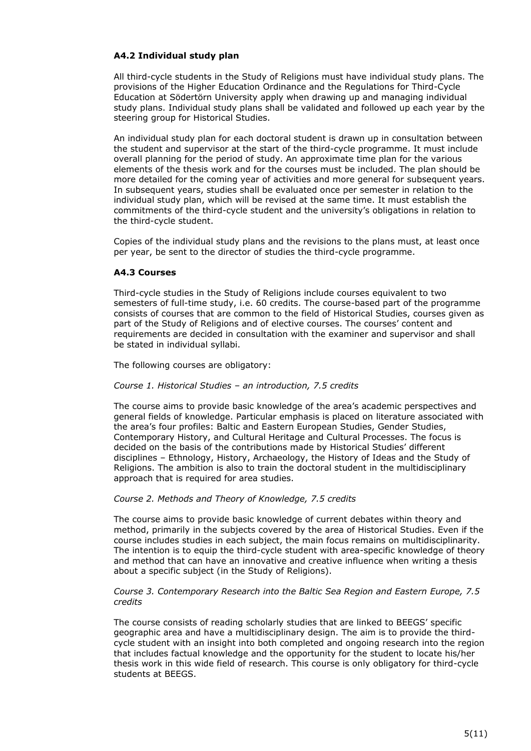### A4.2 Individual study plan

All third-cycle students in the Study of Religions must have individual study plans. The provisions of the Higher Education Ordinance and the Regulations for Third-Cycle Education at Södertörn University apply when drawing up and managing individual study plans. Individual study plans shall be validated and followed up each year by the steering group for Historical Studies.

An individual study plan for each doctoral student is drawn up in consultation between the student and supervisor at the start of the third-cycle programme. It must include overall planning for the period of study. An approximate time plan for the various elements of the thesis work and for the courses must be included. The plan should be more detailed for the coming year of activities and more general for subsequent years. In subsequent years, studies shall be evaluated once per semester in relation to the individual study plan, which will be revised at the same time. It must establish the commitments of the third-cycle student and the university's obligations in relation to the third-cycle student.

Copies of the individual study plans and the revisions to the plans must, at least once per year, be sent to the director of studies the third-cycle programme.

### A4.3 Courses

Third-cycle studies in the Study of Religions include courses equivalent to two semesters of full-time study, i.e. 60 credits. The course-based part of the programme consists of courses that are common to the field of Historical Studies, courses given as part of the Study of Religions and of elective courses. The courses' content and requirements are decided in consultation with the examiner and supervisor and shall be stated in individual syllabi.

The following courses are obligatory:

*Course 1. Historical Studies – an introduction, 7.5 credits*

The course aims to provide basic knowledge of the area's academic perspectives and general fields of knowledge. Particular emphasis is placed on literature associated with the area's four profiles: Baltic and Eastern European Studies, Gender Studies, Contemporary History, and Cultural Heritage and Cultural Processes. The focus is decided on the basis of the contributions made by Historical Studies' different disciplines – Ethnology, History, Archaeology, the History of Ideas and the Study of Religions. The ambition is also to train the doctoral student in the multidisciplinary approach that is required for area studies.

*Course 2. Methods and Theory of Knowledge, 7.5 credits*

The course aims to provide basic knowledge of current debates within theory and method, primarily in the subjects covered by the area of Historical Studies. Even if the course includes studies in each subject, the main focus remains on multidisciplinarity. The intention is to equip the third-cycle student with area-specific knowledge of theory and method that can have an innovative and creative influence when writing a thesis about a specific subject (in the Study of Religions).

*Course 3. Contemporary Research into the Baltic Sea Region and Eastern Europe, 7.5 credits*

The course consists of reading scholarly studies that are linked to BEEGS' specific geographic area and have a multidisciplinary design. The aim is to provide the third-cycle student with an insight into both completed and ongoing research into the region that includes factual knowledge and the opportunity for the student to locate his/her thesis work in this wide field of research. This course is only obligatory for third-cycle students at BEEGS.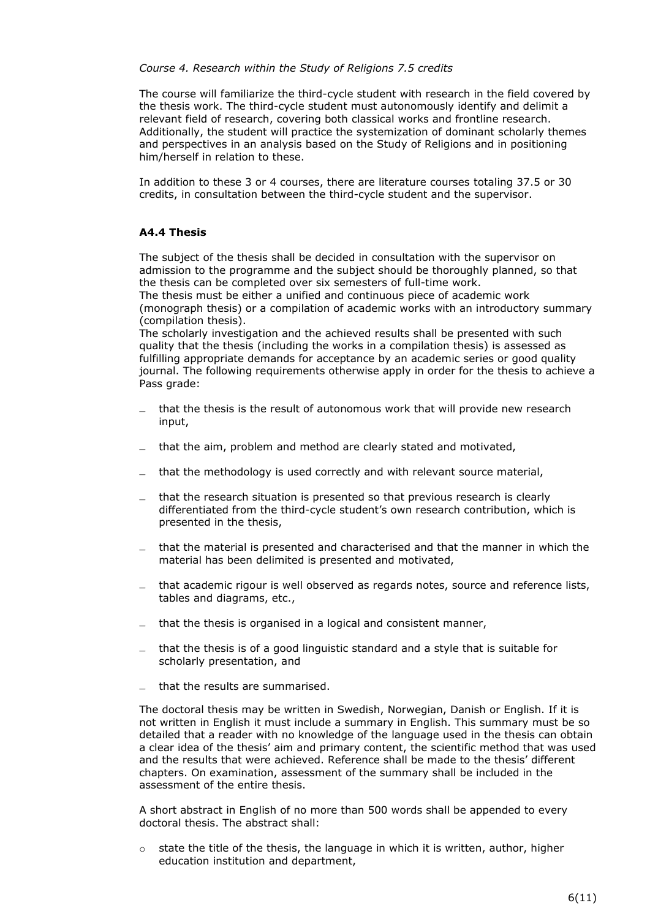*Course 4. Research within the Study of Religions 7.5 credits*

The course will familiarize the third-cycle student with research in the field covered by the thesis work. The third-cycle student must autonomously identify and delimit a relevant field of research, covering both classical works and frontline research. Additionally, the student will practice the systemization of dominant scholarly themes and perspectives in an analysis based on the Study of Religions and in positioning him/herself in relation to these.

In addition to these 3 or 4 courses, there are literature courses totaling 37.5 or 30 credits, in consultation between the third-cycle student and the supervisor.

### A4.4 Thesis

The subject of the thesis shall be decided in consultation with the supervisor on admission to the programme and the subject should be thoroughly planned, so that the thesis can be completed over six semesters of full-time work.
The thesis must be either a unified and continuous piece of academic work (monograph thesis) or a compilation of academic works with an introductory summary (compilation thesis).
The scholarly investigation and the achieved results shall be presented with such quality that the thesis (including the works in a compilation thesis) is assessed as fulfilling appropriate demands for acceptance by an academic series or good quality journal. The following requirements otherwise apply in order for the thesis to achieve a Pass grade:

- that the thesis is the result of autonomous work that will provide new research input,
- that the aim, problem and method are clearly stated and motivated,
- that the methodology is used correctly and with relevant source material,
- that the research situation is presented so that previous research is clearly differentiated from the third-cycle student's own research contribution, which is presented in the thesis,
- that the material is presented and characterised and that the manner in which the material has been delimited is presented and motivated,
- that academic rigour is well observed as regards notes, source and reference lists, tables and diagrams, etc.,
- that the thesis is organised in a logical and consistent manner,
- that the thesis is of a good linguistic standard and a style that is suitable for scholarly presentation, and
- that the results are summarised.

The doctoral thesis may be written in Swedish, Norwegian, Danish or English. If it is not written in English it must include a summary in English. This summary must be so detailed that a reader with no knowledge of the language used in the thesis can obtain a clear idea of the thesis' aim and primary content, the scientific method that was used and the results that were achieved. Reference shall be made to the thesis' different chapters. On examination, assessment of the summary shall be included in the assessment of the entire thesis.

A short abstract in English of no more than 500 words shall be appended to every doctoral thesis. The abstract shall:

- state the title of the thesis, the language in which it is written, author, higher education institution and department,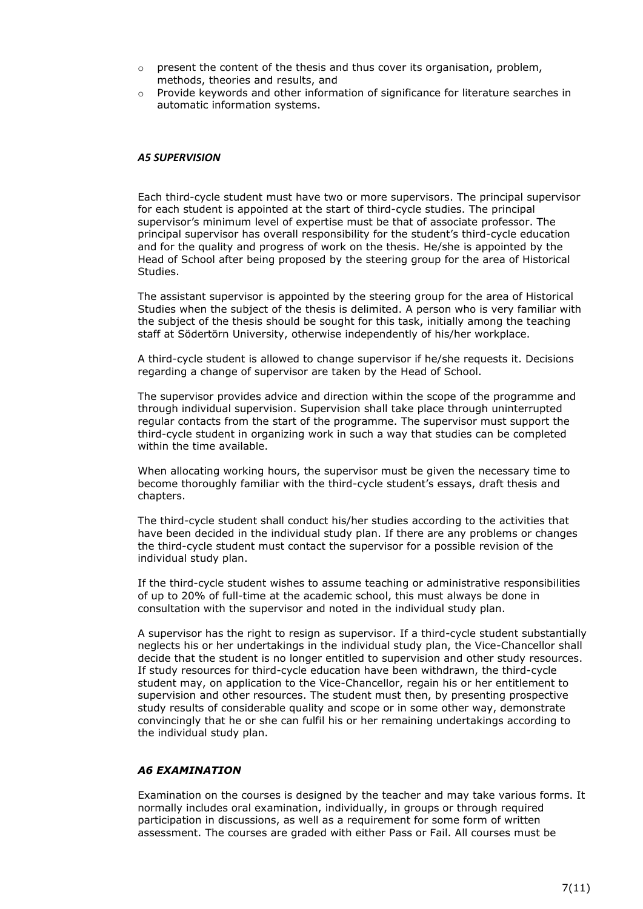- present the content of the thesis and thus cover its organisation, problem, methods, theories and results, and
- Provide keywords and other information of significance for literature searches in automatic information systems.

### *A5 SUPERVISION*

Each third-cycle student must have two or more supervisors. The principal supervisor for each student is appointed at the start of third-cycle studies. The principal supervisor's minimum level of expertise must be that of associate professor. The principal supervisor has overall responsibility for the student's third-cycle education and for the quality and progress of work on the thesis. He/she is appointed by the Head of School after being proposed by the steering group for the area of Historical Studies.

The assistant supervisor is appointed by the steering group for the area of Historical Studies when the subject of the thesis is delimited. A person who is very familiar with the subject of the thesis should be sought for this task, initially among the teaching staff at Södertörn University, otherwise independently of his/her workplace.

A third-cycle student is allowed to change supervisor if he/she requests it. Decisions regarding a change of supervisor are taken by the Head of School.

The supervisor provides advice and direction within the scope of the programme and through individual supervision. Supervision shall take place through uninterrupted regular contacts from the start of the programme. The supervisor must support the third-cycle student in organizing work in such a way that studies can be completed within the time available.

When allocating working hours, the supervisor must be given the necessary time to become thoroughly familiar with the third-cycle student's essays, draft thesis and chapters.

The third-cycle student shall conduct his/her studies according to the activities that have been decided in the individual study plan. If there are any problems or changes the third-cycle student must contact the supervisor for a possible revision of the individual study plan.

If the third-cycle student wishes to assume teaching or administrative responsibilities of up to 20% of full-time at the academic school, this must always be done in consultation with the supervisor and noted in the individual study plan.

A supervisor has the right to resign as supervisor. If a third-cycle student substantially neglects his or her undertakings in the individual study plan, the Vice-Chancellor shall decide that the student is no longer entitled to supervision and other study resources. If study resources for third-cycle education have been withdrawn, the third-cycle student may, on application to the Vice-Chancellor, regain his or her entitlement to supervision and other resources. The student must then, by presenting prospective study results of considerable quality and scope or in some other way, demonstrate convincingly that he or she can fulfil his or her remaining undertakings according to the individual study plan.

### *A6 EXAMINATION*

Examination on the courses is designed by the teacher and may take various forms. It normally includes oral examination, individually, in groups or through required participation in discussions, as well as a requirement for some form of written assessment. The courses are graded with either Pass or Fail. All courses must be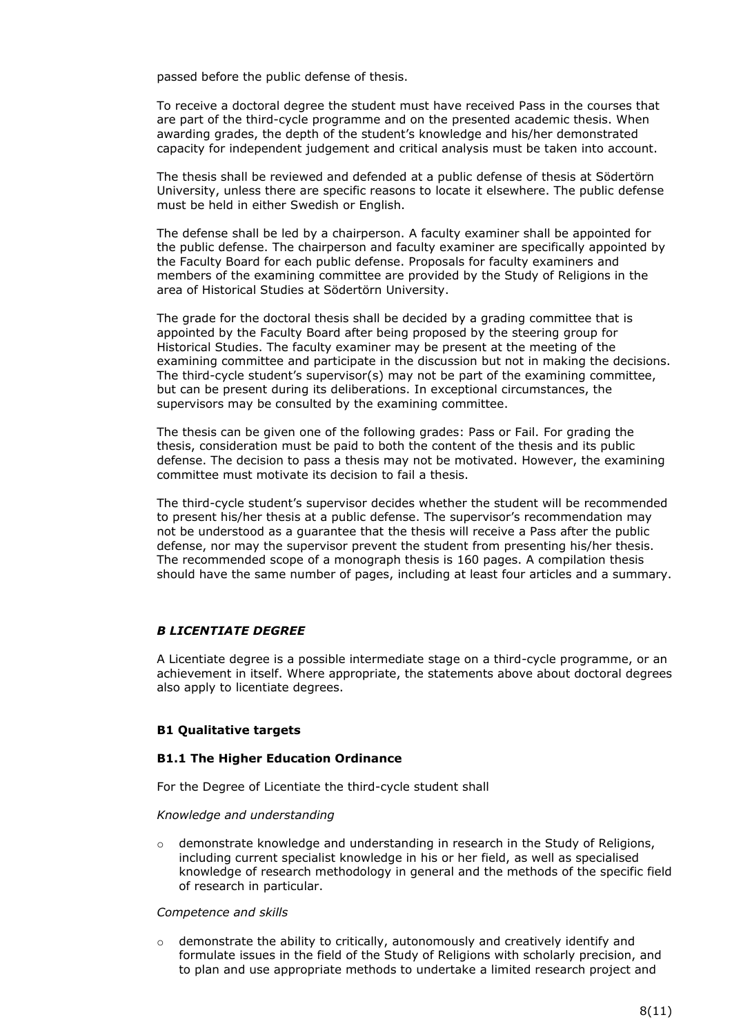passed before the public defense of thesis.

To receive a doctoral degree the student must have received Pass in the courses that are part of the third-cycle programme and on the presented academic thesis. When awarding grades, the depth of the student's knowledge and his/her demonstrated capacity for independent judgement and critical analysis must be taken into account.

The thesis shall be reviewed and defended at a public defense of thesis at Södertörn University, unless there are specific reasons to locate it elsewhere. The public defense must be held in either Swedish or English.

The defense shall be led by a chairperson. A faculty examiner shall be appointed for the public defense. The chairperson and faculty examiner are specifically appointed by the Faculty Board for each public defense. Proposals for faculty examiners and members of the examining committee are provided by the Study of Religions in the area of Historical Studies at Södertörn University.

The grade for the doctoral thesis shall be decided by a grading committee that is appointed by the Faculty Board after being proposed by the steering group for Historical Studies. The faculty examiner may be present at the meeting of the examining committee and participate in the discussion but not in making the decisions. The third-cycle student's supervisor(s) may not be part of the examining committee, but can be present during its deliberations. In exceptional circumstances, the supervisors may be consulted by the examining committee.

The thesis can be given one of the following grades: Pass or Fail. For grading the thesis, consideration must be paid to both the content of the thesis and its public defense. The decision to pass a thesis may not be motivated. However, the examining committee must motivate its decision to fail a thesis.

The third-cycle student's supervisor decides whether the student will be recommended to present his/her thesis at a public defense. The supervisor's recommendation may not be understood as a guarantee that the thesis will receive a Pass after the public defense, nor may the supervisor prevent the student from presenting his/her thesis. The recommended scope of a monograph thesis is 160 pages. A compilation thesis should have the same number of pages, including at least four articles and a summary.

## *B LICENTIATE DEGREE*

A Licentiate degree is a possible intermediate stage on a third-cycle programme, or an achievement in itself. Where appropriate, the statements above about doctoral degrees also apply to licentiate degrees.

### B1 Qualitative targets

#### B1.1 The Higher Education Ordinance

For the Degree of Licentiate the third-cycle student shall

*Knowledge and understanding*

- demonstrate knowledge and understanding in research in the Study of Religions, including current specialist knowledge in his or her field, as well as specialised knowledge of research methodology in general and the methods of the specific field of research in particular.

*Competence and skills*

- demonstrate the ability to critically, autonomously and creatively identify and formulate issues in the field of the Study of Religions with scholarly precision, and to plan and use appropriate methods to undertake a limited research project and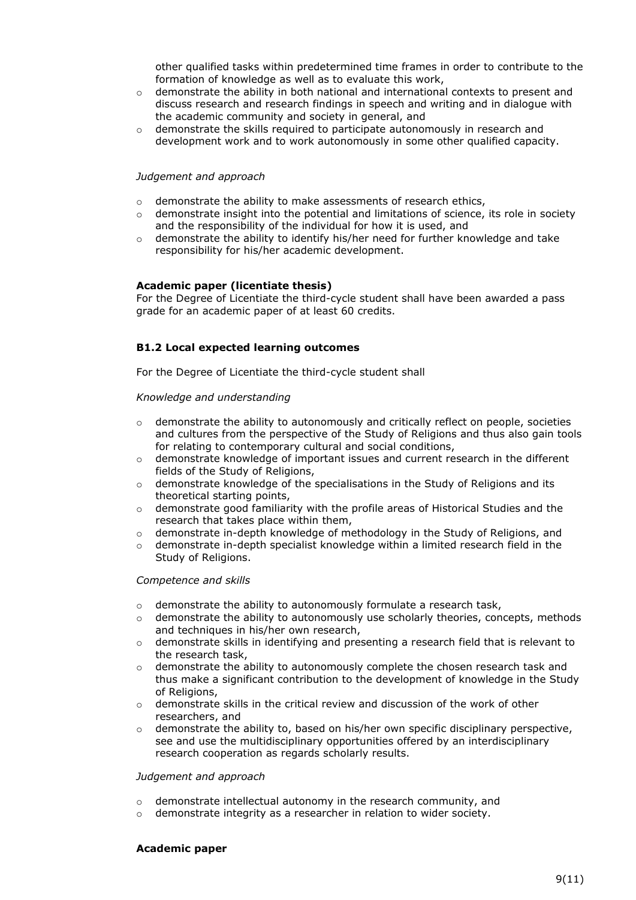other qualified tasks within predetermined time frames in order to contribute to the formation of knowledge as well as to evaluate this work,

- demonstrate the ability in both national and international contexts to present and discuss research and research findings in speech and writing and in dialogue with the academic community and society in general, and
- demonstrate the skills required to participate autonomously in research and development work and to work autonomously in some other qualified capacity.

*Judgement and approach*

- demonstrate the ability to make assessments of research ethics,
- demonstrate insight into the potential and limitations of science, its role in society and the responsibility of the individual for how it is used, and
- demonstrate the ability to identify his/her need for further knowledge and take responsibility for his/her academic development.

**Academic paper (licentiate thesis)**

For the Degree of Licentiate the third-cycle student shall have been awarded a pass grade for an academic paper of at least 60 credits.

**B1.2 Local expected learning outcomes**

For the Degree of Licentiate the third-cycle student shall

*Knowledge and understanding*

- demonstrate the ability to autonomously and critically reflect on people, societies and cultures from the perspective of the Study of Religions and thus also gain tools for relating to contemporary cultural and social conditions,
- demonstrate knowledge of important issues and current research in the different fields of the Study of Religions,
- demonstrate knowledge of the specialisations in the Study of Religions and its theoretical starting points,
- demonstrate good familiarity with the profile areas of Historical Studies and the research that takes place within them,
- demonstrate in-depth knowledge of methodology in the Study of Religions, and
- demonstrate in-depth specialist knowledge within a limited research field in the Study of Religions.

*Competence and skills*

- demonstrate the ability to autonomously formulate a research task,
- demonstrate the ability to autonomously use scholarly theories, concepts, methods and techniques in his/her own research,
- demonstrate skills in identifying and presenting a research field that is relevant to the research task,
- demonstrate the ability to autonomously complete the chosen research task and thus make a significant contribution to the development of knowledge in the Study of Religions,
- demonstrate skills in the critical review and discussion of the work of other researchers, and
- demonstrate the ability to, based on his/her own specific disciplinary perspective, see and use the multidisciplinary opportunities offered by an interdisciplinary research cooperation as regards scholarly results.

*Judgement and approach*

- demonstrate intellectual autonomy in the research community, and
- demonstrate integrity as a researcher in relation to wider society.

**Academic paper**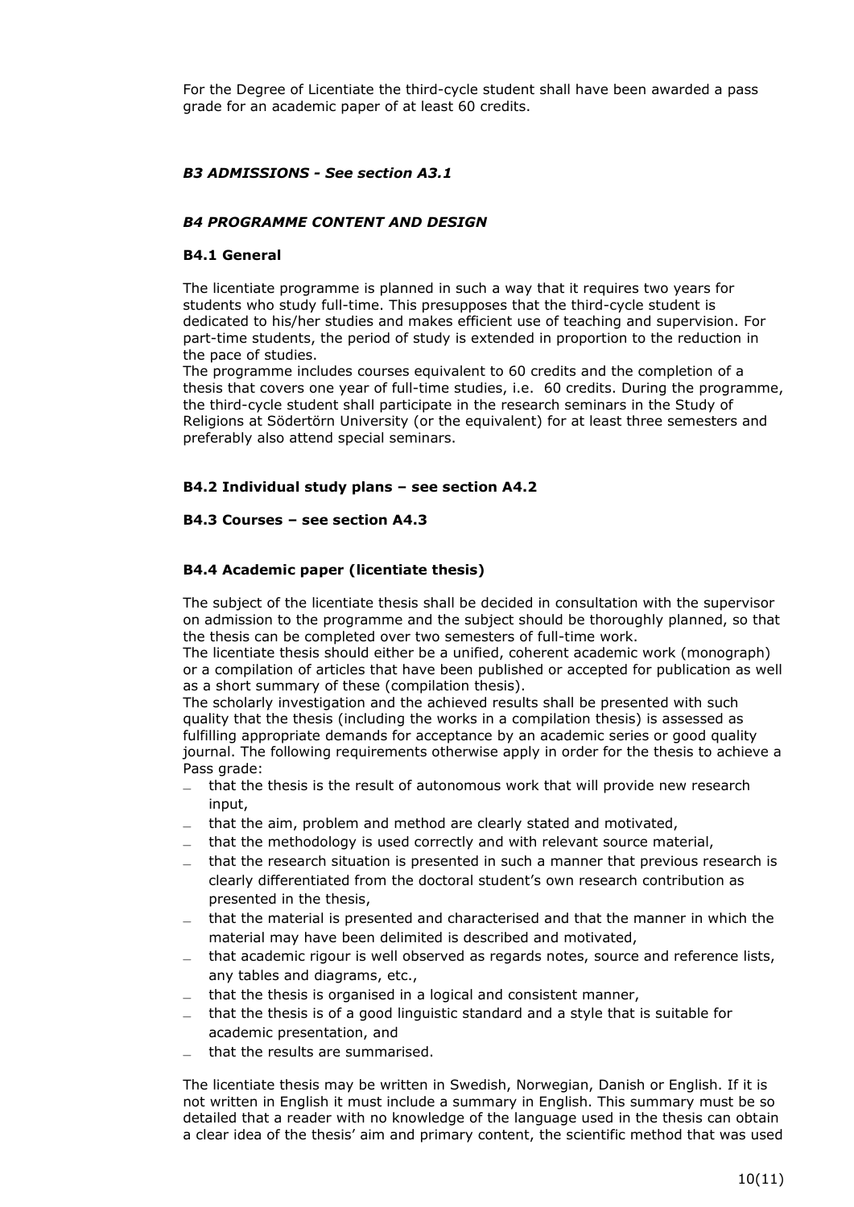For the Degree of Licentiate the third-cycle student shall have been awarded a pass grade for an academic paper of at least 60 credits.

### *B3 ADMISSIONS - See section A3.1*

### *B4 PROGRAMME CONTENT AND DESIGN*

#### B4.1 General

The licentiate programme is planned in such a way that it requires two years for students who study full-time. This presupposes that the third-cycle student is dedicated to his/her studies and makes efficient use of teaching and supervision. For part-time students, the period of study is extended in proportion to the reduction in the pace of studies.

The programme includes courses equivalent to 60 credits and the completion of a thesis that covers one year of full-time studies, i.e. 60 credits. During the programme, the third-cycle student shall participate in the research seminars in the Study of Religions at Södertörn University (or the equivalent) for at least three semesters and preferably also attend special seminars.

#### B4.2 Individual study plans – see section A4.2

#### B4.3 Courses – see section A4.3

#### B4.4 Academic paper (licentiate thesis)

The subject of the licentiate thesis shall be decided in consultation with the supervisor on admission to the programme and the subject should be thoroughly planned, so that the thesis can be completed over two semesters of full-time work.

The licentiate thesis should either be a unified, coherent academic work (monograph) or a compilation of articles that have been published or accepted for publication as well as a short summary of these (compilation thesis).

The scholarly investigation and the achieved results shall be presented with such quality that the thesis (including the works in a compilation thesis) is assessed as fulfilling appropriate demands for acceptance by an academic series or good quality journal. The following requirements otherwise apply in order for the thesis to achieve a Pass grade:

- that the thesis is the result of autonomous work that will provide new research input,
- that the aim, problem and method are clearly stated and motivated,
- that the methodology is used correctly and with relevant source material,
- that the research situation is presented in such a manner that previous research is clearly differentiated from the doctoral student's own research contribution as presented in the thesis,
- that the material is presented and characterised and that the manner in which the material may have been delimited is described and motivated,
- that academic rigour is well observed as regards notes, source and reference lists, any tables and diagrams, etc.,
- that the thesis is organised in a logical and consistent manner,
- that the thesis is of a good linguistic standard and a style that is suitable for academic presentation, and
- that the results are summarised.

The licentiate thesis may be written in Swedish, Norwegian, Danish or English. If it is not written in English it must include a summary in English. This summary must be so detailed that a reader with no knowledge of the language used in the thesis can obtain a clear idea of the thesis' aim and primary content, the scientific method that was used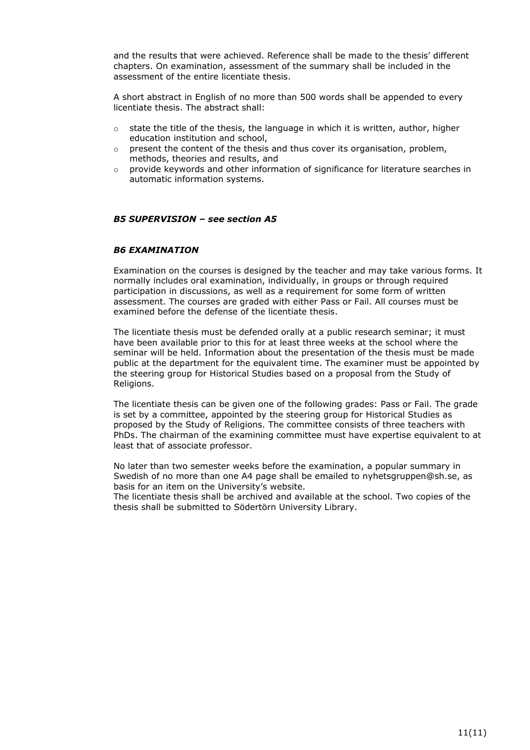and the results that were achieved. Reference shall be made to the thesis' different chapters. On examination, assessment of the summary shall be included in the assessment of the entire licentiate thesis.

A short abstract in English of no more than 500 words shall be appended to every licentiate thesis. The abstract shall:

- state the title of the thesis, the language in which it is written, author, higher education institution and school,
- present the content of the thesis and thus cover its organisation, problem, methods, theories and results, and
- provide keywords and other information of significance for literature searches in automatic information systems.

### *B5 SUPERVISION – see section A5*

### *B6 EXAMINATION*

Examination on the courses is designed by the teacher and may take various forms. It normally includes oral examination, individually, in groups or through required participation in discussions, as well as a requirement for some form of written assessment. The courses are graded with either Pass or Fail. All courses must be examined before the defense of the licentiate thesis.

The licentiate thesis must be defended orally at a public research seminar; it must have been available prior to this for at least three weeks at the school where the seminar will be held. Information about the presentation of the thesis must be made public at the department for the equivalent time. The examiner must be appointed by the steering group for Historical Studies based on a proposal from the Study of Religions.

The licentiate thesis can be given one of the following grades: Pass or Fail. The grade is set by a committee, appointed by the steering group for Historical Studies as proposed by the Study of Religions. The committee consists of three teachers with PhDs. The chairman of the examining committee must have expertise equivalent to at least that of associate professor.

No later than two semester weeks before the examination, a popular summary in Swedish of no more than one A4 page shall be emailed to nyhetsgruppen@sh.se, as basis for an item on the University's website.
The licentiate thesis shall be archived and available at the school. Two copies of the thesis shall be submitted to Södertörn University Library.